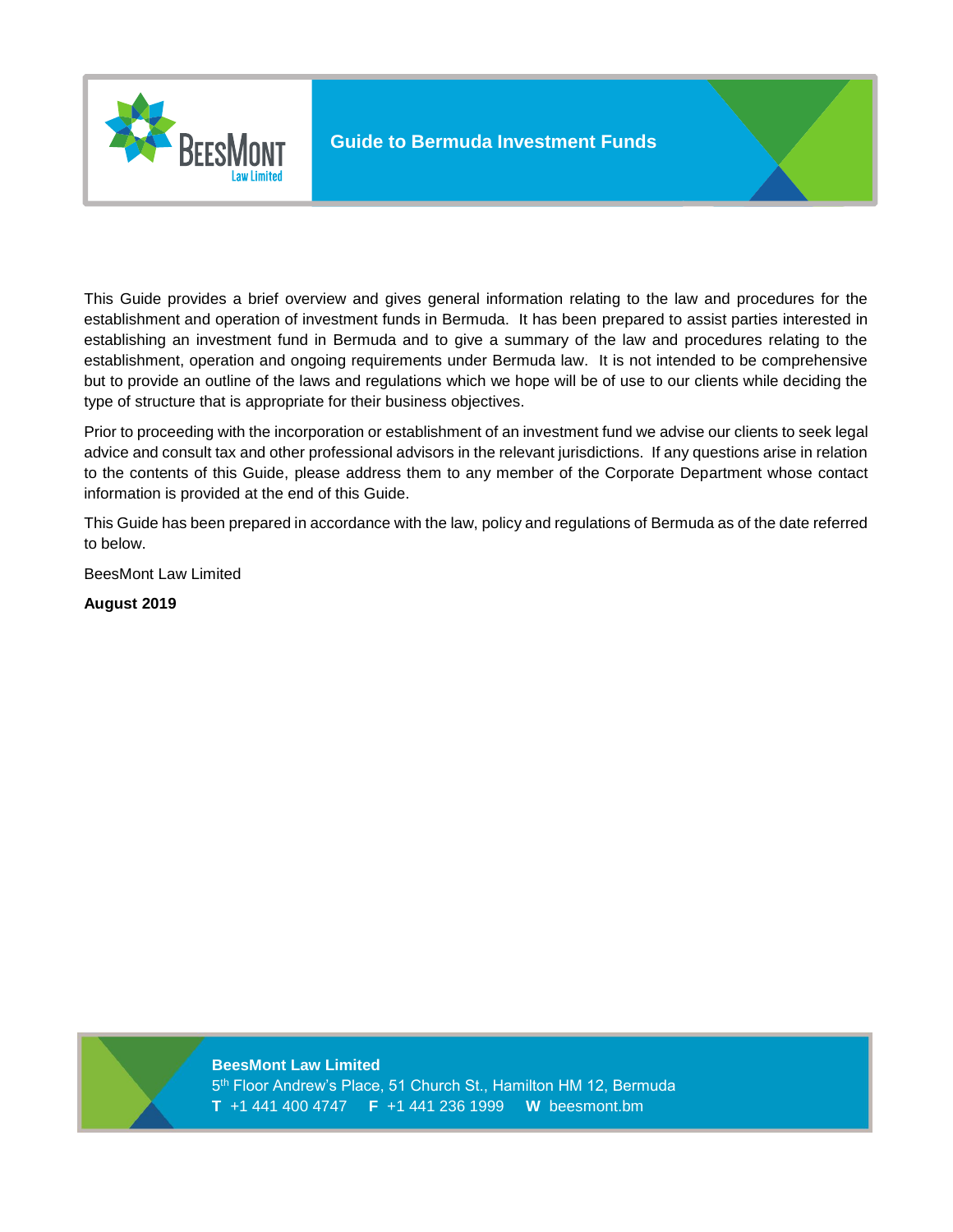# Guide to Bermuda Investment Funds

This Guide provides a brief overview and gives general information relating to the law and procedures for the establishment and operation of investment funds in Bermuda. It has been prepared to assist parties interested in establishing an investment fund in Bermuda and to give a summary of the law and procedures relating to the establishment, operation and ongoing requirements under Bermuda law. It is not intended to be comprehensive but to provide an outline of the laws and regulations which we hope will be of use to our clients while deciding the type of structure that is appropriate for their business objectives.

Prior to proceeding with the incorporation or establishment of an investment fund we advise our clients to seek legal advice and consult tax and other professional advisors in the relevant jurisdictions. If any questions arise in relation to the contents of this Guide, please address them to any member of the Corporate Department whose contact information is provided at the end of this Guide.

This Guide has been prepared in accordance with the law, policy and regulations of Bermuda as of the date referred to below.

BeesMont Law Limited

**August 2019**

**BeesMont Law Limited**
5th Floor Andrew's Place, 51 Church St., Hamilton HM 12, Bermuda
**T** +1 441 400 4747 **F** +1 441 236 1999 **W** beesmont.bm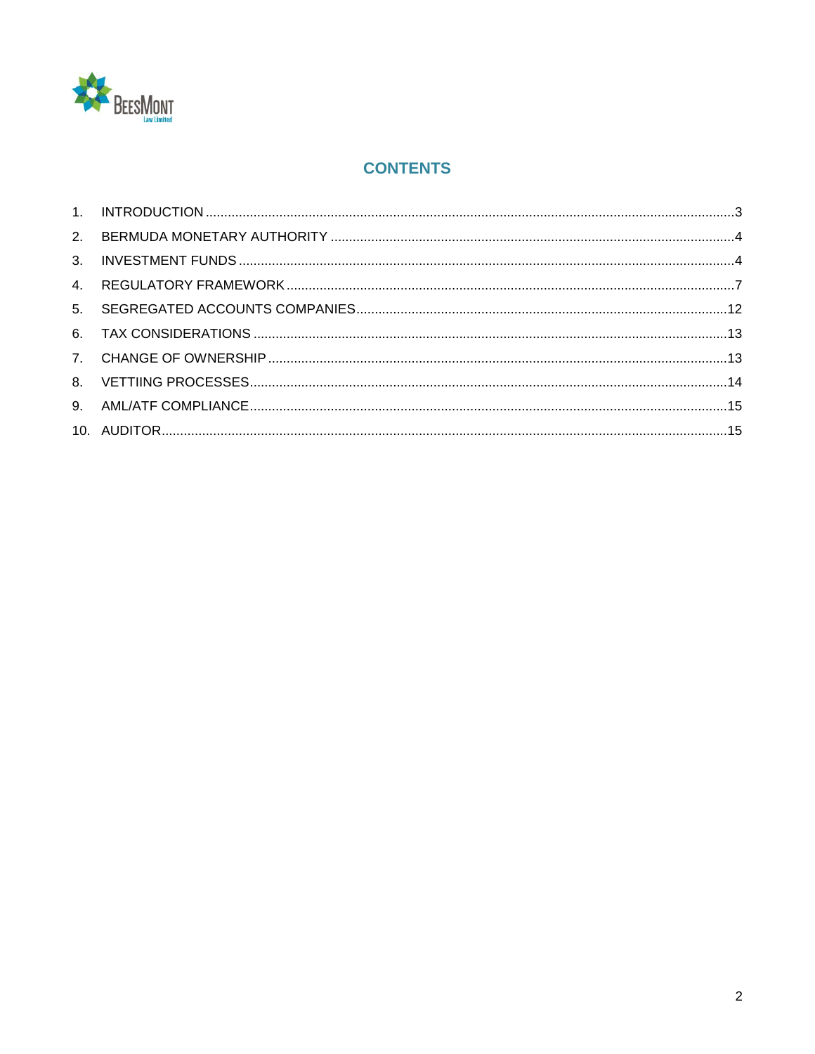# CONTENTS

1. INTRODUCTION ........................................ 3
2. BERMUDA MONETARY AUTHORITY ........................................ 4
3. INVESTMENT FUNDS ........................................ 4
4. REGULATORY FRAMEWORK ........................................ 7
5. SEGREGATED ACCOUNTS COMPANIES ........................................ 12
6. TAX CONSIDERATIONS ........................................ 13
7. CHANGE OF OWNERSHIP ........................................ 13
8. VETTIING PROCESSES ........................................ 14
9. AML/ATF COMPLIANCE ........................................ 15
10. AUDITOR ........................................ 15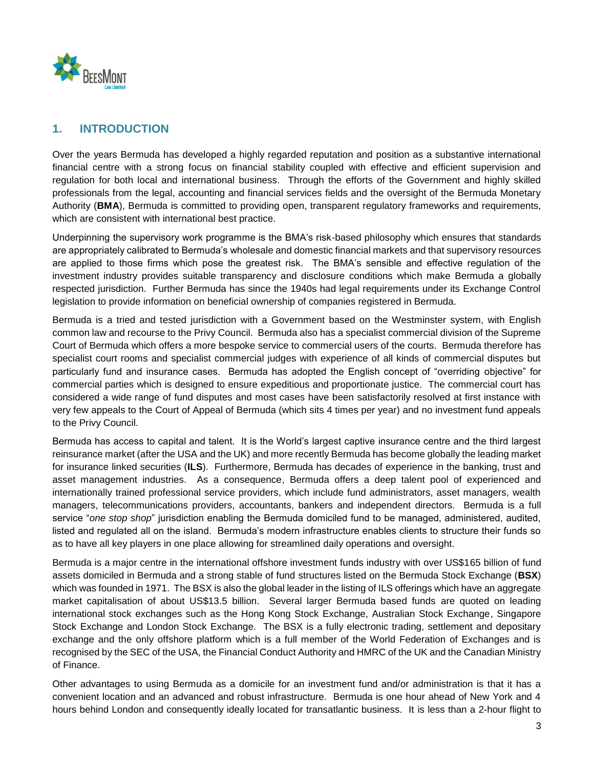## 1. INTRODUCTION

Over the years Bermuda has developed a highly regarded reputation and position as a substantive international financial centre with a strong focus on financial stability coupled with effective and efficient supervision and regulation for both local and international business. Through the efforts of the Government and highly skilled professionals from the legal, accounting and financial services fields and the oversight of the Bermuda Monetary Authority (**BMA**), Bermuda is committed to providing open, transparent regulatory frameworks and requirements, which are consistent with international best practice.

Underpinning the supervisory work programme is the BMA's risk-based philosophy which ensures that standards are appropriately calibrated to Bermuda's wholesale and domestic financial markets and that supervisory resources are applied to those firms which pose the greatest risk. The BMA's sensible and effective regulation of the investment industry provides suitable transparency and disclosure conditions which make Bermuda a globally respected jurisdiction. Further Bermuda has since the 1940s had legal requirements under its Exchange Control legislation to provide information on beneficial ownership of companies registered in Bermuda.

Bermuda is a tried and tested jurisdiction with a Government based on the Westminster system, with English common law and recourse to the Privy Council. Bermuda also has a specialist commercial division of the Supreme Court of Bermuda which offers a more bespoke service to commercial users of the courts. Bermuda therefore has specialist court rooms and specialist commercial judges with experience of all kinds of commercial disputes but particularly fund and insurance cases. Bermuda has adopted the English concept of "overriding objective" for commercial parties which is designed to ensure expeditious and proportionate justice. The commercial court has considered a wide range of fund disputes and most cases have been satisfactorily resolved at first instance with very few appeals to the Court of Appeal of Bermuda (which sits 4 times per year) and no investment fund appeals to the Privy Council.

Bermuda has access to capital and talent. It is the World's largest captive insurance centre and the third largest reinsurance market (after the USA and the UK) and more recently Bermuda has become globally the leading market for insurance linked securities (**ILS**). Furthermore, Bermuda has decades of experience in the banking, trust and asset management industries. As a consequence, Bermuda offers a deep talent pool of experienced and internationally trained professional service providers, which include fund administrators, asset managers, wealth managers, telecommunications providers, accountants, bankers and independent directors. Bermuda is a full service "*one stop shop*" jurisdiction enabling the Bermuda domiciled fund to be managed, administered, audited, listed and regulated all on the island. Bermuda's modern infrastructure enables clients to structure their funds so as to have all key players in one place allowing for streamlined daily operations and oversight.

Bermuda is a major centre in the international offshore investment funds industry with over US$165 billion of fund assets domiciled in Bermuda and a strong stable of fund structures listed on the Bermuda Stock Exchange (**BSX**) which was founded in 1971. The BSX is also the global leader in the listing of ILS offerings which have an aggregate market capitalisation of about US$13.5 billion. Several larger Bermuda based funds are quoted on leading international stock exchanges such as the Hong Kong Stock Exchange, Australian Stock Exchange, Singapore Stock Exchange and London Stock Exchange. The BSX is a fully electronic trading, settlement and depositary exchange and the only offshore platform which is a full member of the World Federation of Exchanges and is recognised by the SEC of the USA, the Financial Conduct Authority and HMRC of the UK and the Canadian Ministry of Finance.

Other advantages to using Bermuda as a domicile for an investment fund and/or administration is that it has a convenient location and an advanced and robust infrastructure. Bermuda is one hour ahead of New York and 4 hours behind London and consequently ideally located for transatlantic business. It is less than a 2-hour flight to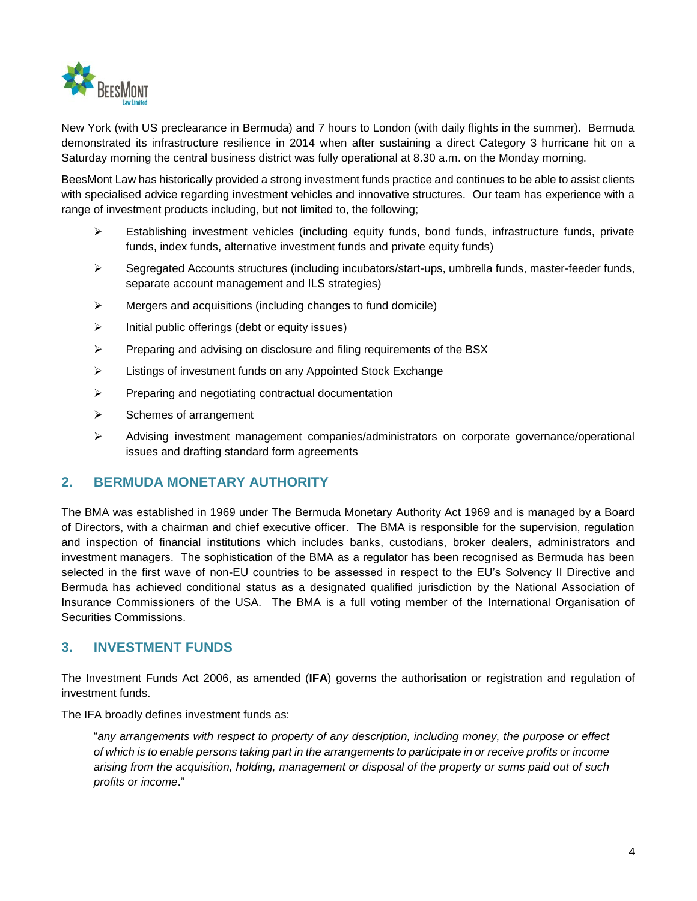New York (with US preclearance in Bermuda) and 7 hours to London (with daily flights in the summer). Bermuda demonstrated its infrastructure resilience in 2014 when after sustaining a direct Category 3 hurricane hit on a Saturday morning the central business district was fully operational at 8.30 a.m. on the Monday morning.

BeesMont Law has historically provided a strong investment funds practice and continues to be able to assist clients with specialised advice regarding investment vehicles and innovative structures. Our team has experience with a range of investment products including, but not limited to, the following;

- Establishing investment vehicles (including equity funds, bond funds, infrastructure funds, private funds, index funds, alternative investment funds and private equity funds)
- Segregated Accounts structures (including incubators/start-ups, umbrella funds, master-feeder funds, separate account management and ILS strategies)
- Mergers and acquisitions (including changes to fund domicile)
- Initial public offerings (debt or equity issues)
- Preparing and advising on disclosure and filing requirements of the BSX
- Listings of investment funds on any Appointed Stock Exchange
- Preparing and negotiating contractual documentation
- Schemes of arrangement
- Advising investment management companies/administrators on corporate governance/operational issues and drafting standard form agreements

## 2. BERMUDA MONETARY AUTHORITY

The BMA was established in 1969 under The Bermuda Monetary Authority Act 1969 and is managed by a Board of Directors, with a chairman and chief executive officer. The BMA is responsible for the supervision, regulation and inspection of financial institutions which includes banks, custodians, broker dealers, administrators and investment managers. The sophistication of the BMA as a regulator has been recognised as Bermuda has been selected in the first wave of non-EU countries to be assessed in respect to the EU's Solvency II Directive and Bermuda has achieved conditional status as a designated qualified jurisdiction by the National Association of Insurance Commissioners of the USA. The BMA is a full voting member of the International Organisation of Securities Commissions.

## 3. INVESTMENT FUNDS

The Investment Funds Act 2006, as amended (**IFA**) governs the authorisation or registration and regulation of investment funds.

The IFA broadly defines investment funds as:

> "*any arrangements with respect to property of any description, including money, the purpose or effect of which is to enable persons taking part in the arrangements to participate in or receive profits or income arising from the acquisition, holding, management or disposal of the property or sums paid out of such profits or income*."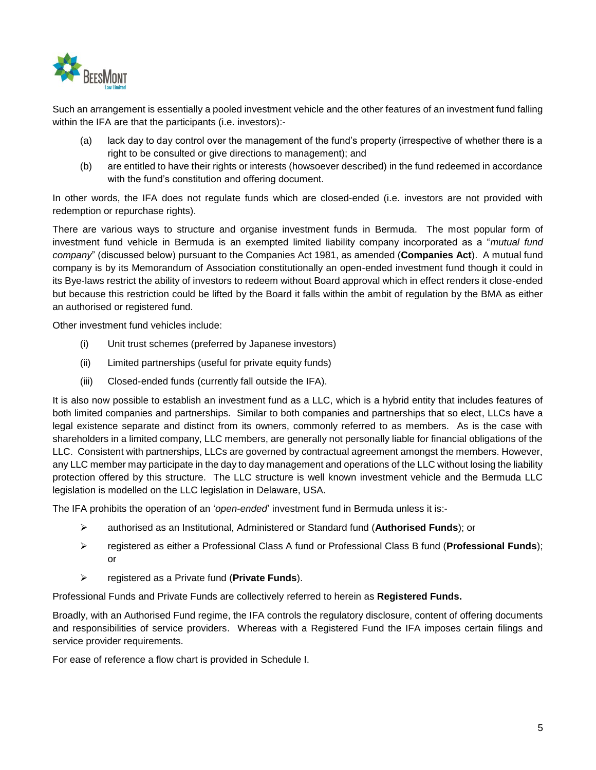Such an arrangement is essentially a pooled investment vehicle and the other features of an investment fund falling within the IFA are that the participants (i.e. investors):-

(a) lack day to day control over the management of the fund's property (irrespective of whether there is a right to be consulted or give directions to management); and

(b) are entitled to have their rights or interests (howsoever described) in the fund redeemed in accordance with the fund's constitution and offering document.

In other words, the IFA does not regulate funds which are closed-ended (i.e. investors are not provided with redemption or repurchase rights).

There are various ways to structure and organise investment funds in Bermuda. The most popular form of investment fund vehicle in Bermuda is an exempted limited liability company incorporated as a "*mutual fund company*" (discussed below) pursuant to the Companies Act 1981, as amended (**Companies Act**). A mutual fund company is by its Memorandum of Association constitutionally an open-ended investment fund though it could in its Bye-laws restrict the ability of investors to redeem without Board approval which in effect renders it close-ended but because this restriction could be lifted by the Board it falls within the ambit of regulation by the BMA as either an authorised or registered fund.

Other investment fund vehicles include:

(i) Unit trust schemes (preferred by Japanese investors)

(ii) Limited partnerships (useful for private equity funds)

(iii) Closed-ended funds (currently fall outside the IFA).

It is also now possible to establish an investment fund as a LLC, which is a hybrid entity that includes features of both limited companies and partnerships. Similar to both companies and partnerships that so elect, LLCs have a legal existence separate and distinct from its owners, commonly referred to as members. As is the case with shareholders in a limited company, LLC members, are generally not personally liable for financial obligations of the LLC. Consistent with partnerships, LLCs are governed by contractual agreement amongst the members. However, any LLC member may participate in the day to day management and operations of the LLC without losing the liability protection offered by this structure. The LLC structure is well known investment vehicle and the Bermuda LLC legislation is modelled on the LLC legislation in Delaware, USA.

The IFA prohibits the operation of an '*open-ended*' investment fund in Bermuda unless it is:-

- authorised as an Institutional, Administered or Standard fund (**Authorised Funds**); or
- registered as either a Professional Class A fund or Professional Class B fund (**Professional Funds**); or
- registered as a Private fund (**Private Funds**).

Professional Funds and Private Funds are collectively referred to herein as **Registered Funds.**

Broadly, with an Authorised Fund regime, the IFA controls the regulatory disclosure, content of offering documents and responsibilities of service providers. Whereas with a Registered Fund the IFA imposes certain filings and service provider requirements.

For ease of reference a flow chart is provided in Schedule I.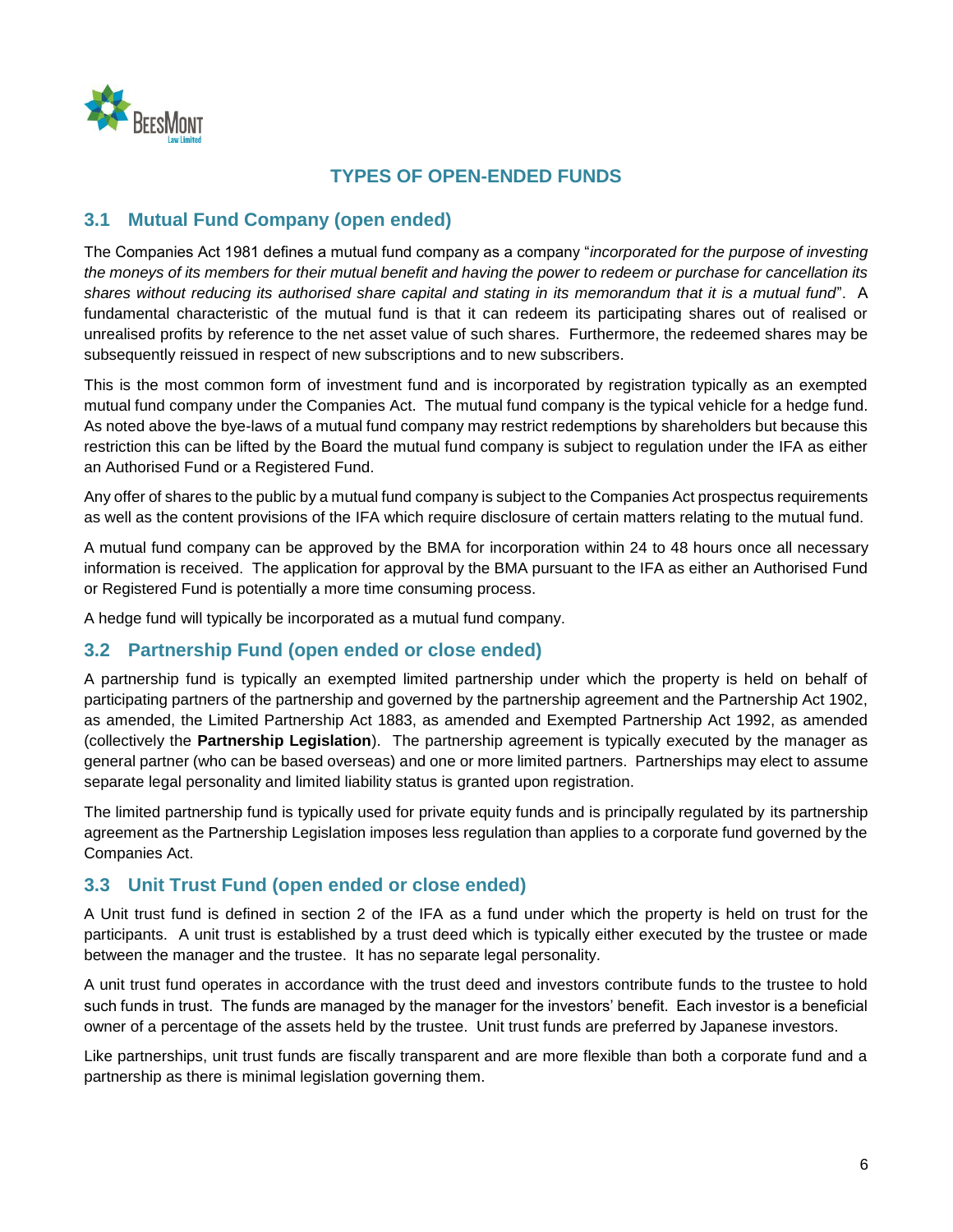## TYPES OF OPEN-ENDED FUNDS

### 3.1 Mutual Fund Company (open ended)

The Companies Act 1981 defines a mutual fund company as a company "*incorporated for the purpose of investing the moneys of its members for their mutual benefit and having the power to redeem or purchase for cancellation its shares without reducing its authorised share capital and stating in its memorandum that it is a mutual fund*". A fundamental characteristic of the mutual fund is that it can redeem its participating shares out of realised or unrealised profits by reference to the net asset value of such shares. Furthermore, the redeemed shares may be subsequently reissued in respect of new subscriptions and to new subscribers.

This is the most common form of investment fund and is incorporated by registration typically as an exempted mutual fund company under the Companies Act. The mutual fund company is the typical vehicle for a hedge fund. As noted above the bye-laws of a mutual fund company may restrict redemptions by shareholders but because this restriction this can be lifted by the Board the mutual fund company is subject to regulation under the IFA as either an Authorised Fund or a Registered Fund.

Any offer of shares to the public by a mutual fund company is subject to the Companies Act prospectus requirements as well as the content provisions of the IFA which require disclosure of certain matters relating to the mutual fund.

A mutual fund company can be approved by the BMA for incorporation within 24 to 48 hours once all necessary information is received. The application for approval by the BMA pursuant to the IFA as either an Authorised Fund or Registered Fund is potentially a more time consuming process.

A hedge fund will typically be incorporated as a mutual fund company.

### 3.2 Partnership Fund (open ended or close ended)

A partnership fund is typically an exempted limited partnership under which the property is held on behalf of participating partners of the partnership and governed by the partnership agreement and the Partnership Act 1902, as amended, the Limited Partnership Act 1883, as amended and Exempted Partnership Act 1992, as amended (collectively the **Partnership Legislation**). The partnership agreement is typically executed by the manager as general partner (who can be based overseas) and one or more limited partners. Partnerships may elect to assume separate legal personality and limited liability status is granted upon registration.

The limited partnership fund is typically used for private equity funds and is principally regulated by its partnership agreement as the Partnership Legislation imposes less regulation than applies to a corporate fund governed by the Companies Act.

### 3.3 Unit Trust Fund (open ended or close ended)

A Unit trust fund is defined in section 2 of the IFA as a fund under which the property is held on trust for the participants. A unit trust is established by a trust deed which is typically either executed by the trustee or made between the manager and the trustee. It has no separate legal personality.

A unit trust fund operates in accordance with the trust deed and investors contribute funds to the trustee to hold such funds in trust. The funds are managed by the manager for the investors' benefit. Each investor is a beneficial owner of a percentage of the assets held by the trustee. Unit trust funds are preferred by Japanese investors.

Like partnerships, unit trust funds are fiscally transparent and are more flexible than both a corporate fund and a partnership as there is minimal legislation governing them.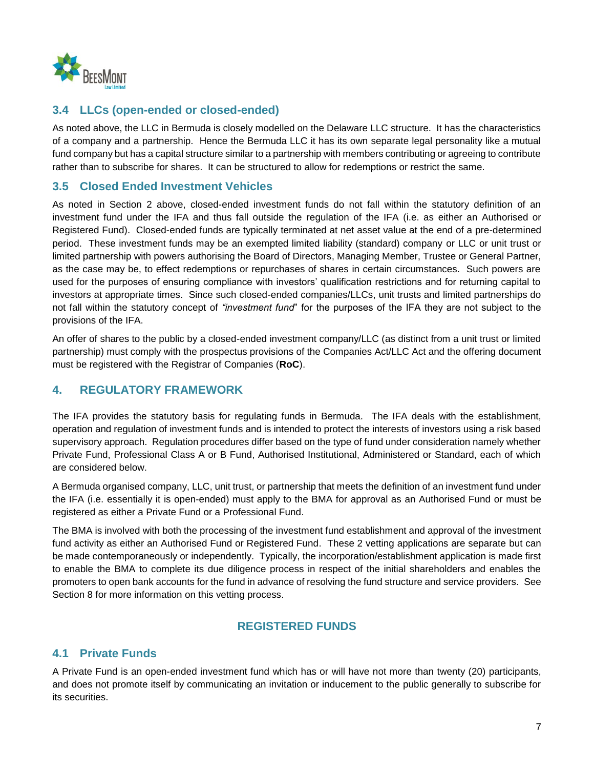### 3.4 LLCs (open-ended or closed-ended)

As noted above, the LLC in Bermuda is closely modelled on the Delaware LLC structure. It has the characteristics of a company and a partnership. Hence the Bermuda LLC it has its own separate legal personality like a mutual fund company but has a capital structure similar to a partnership with members contributing or agreeing to contribute rather than to subscribe for shares. It can be structured to allow for redemptions or restrict the same.

### 3.5 Closed Ended Investment Vehicles

As noted in Section 2 above, closed-ended investment funds do not fall within the statutory definition of an investment fund under the IFA and thus fall outside the regulation of the IFA (i.e. as either an Authorised or Registered Fund). Closed-ended funds are typically terminated at net asset value at the end of a pre-determined period. These investment funds may be an exempted limited liability (standard) company or LLC or unit trust or limited partnership with powers authorising the Board of Directors, Managing Member, Trustee or General Partner, as the case may be, to effect redemptions or repurchases of shares in certain circumstances. Such powers are used for the purposes of ensuring compliance with investors' qualification restrictions and for returning capital to investors at appropriate times. Since such closed-ended companies/LLCs, unit trusts and limited partnerships do not fall within the statutory concept of *"investment fund"* for the purposes of the IFA they are not subject to the provisions of the IFA.

An offer of shares to the public by a closed-ended investment company/LLC (as distinct from a unit trust or limited partnership) must comply with the prospectus provisions of the Companies Act/LLC Act and the offering document must be registered with the Registrar of Companies (**RoC**).

## 4. REGULATORY FRAMEWORK

The IFA provides the statutory basis for regulating funds in Bermuda. The IFA deals with the establishment, operation and regulation of investment funds and is intended to protect the interests of investors using a risk based supervisory approach. Regulation procedures differ based on the type of fund under consideration namely whether Private Fund, Professional Class A or B Fund, Authorised Institutional, Administered or Standard, each of which are considered below.

A Bermuda organised company, LLC, unit trust, or partnership that meets the definition of an investment fund under the IFA (i.e. essentially it is open-ended) must apply to the BMA for approval as an Authorised Fund or must be registered as either a Private Fund or a Professional Fund.

The BMA is involved with both the processing of the investment fund establishment and approval of the investment fund activity as either an Authorised Fund or Registered Fund. These 2 vetting applications are separate but can be made contemporaneously or independently. Typically, the incorporation/establishment application is made first to enable the BMA to complete its due diligence process in respect of the initial shareholders and enables the promoters to open bank accounts for the fund in advance of resolving the fund structure and service providers. See Section 8 for more information on this vetting process.

## REGISTERED FUNDS

### 4.1 Private Funds

A Private Fund is an open-ended investment fund which has or will have not more than twenty (20) participants, and does not promote itself by communicating an invitation or inducement to the public generally to subscribe for its securities.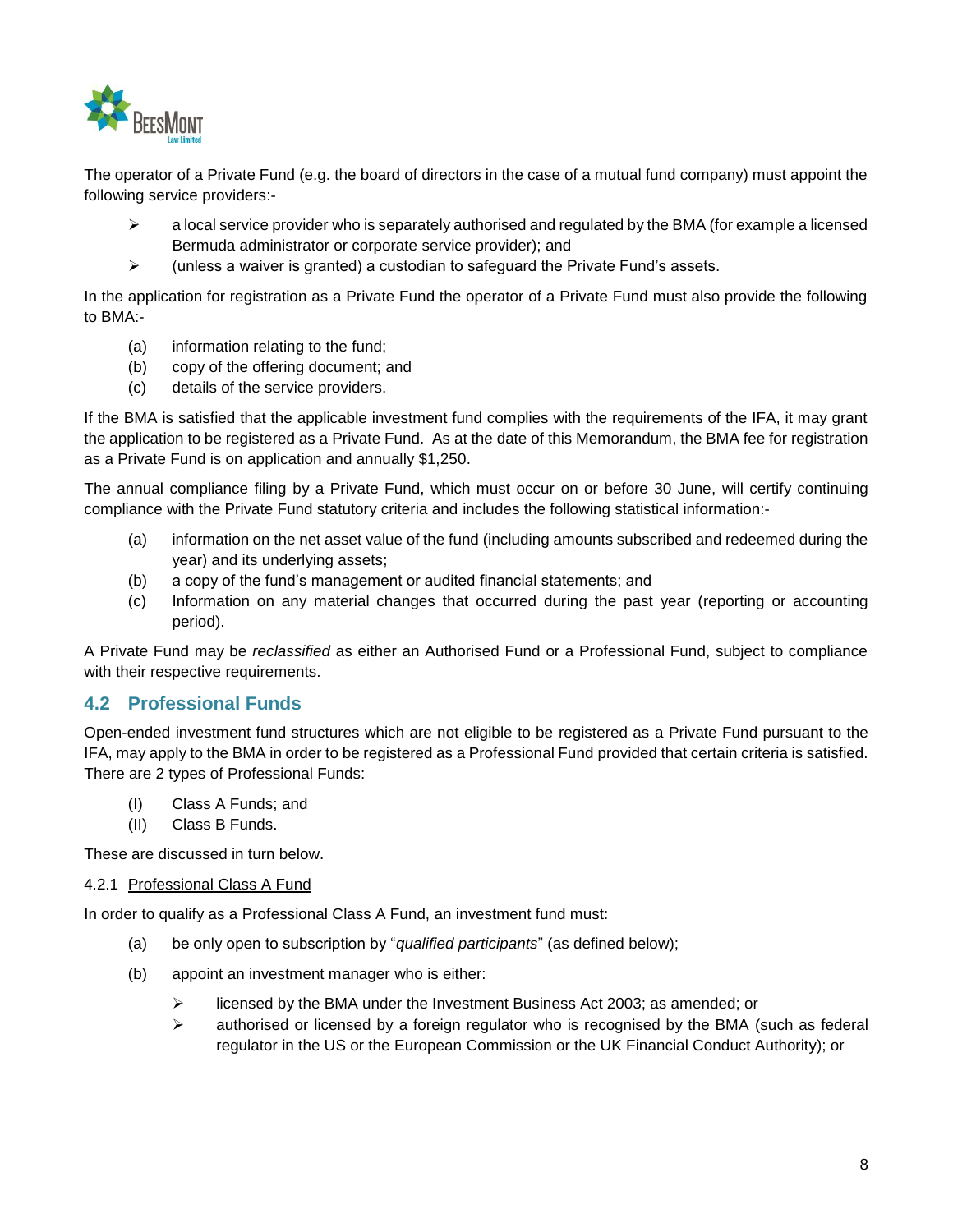The operator of a Private Fund (e.g. the board of directors in the case of a mutual fund company) must appoint the following service providers:-

- a local service provider who is separately authorised and regulated by the BMA (for example a licensed Bermuda administrator or corporate service provider); and
- (unless a waiver is granted) a custodian to safeguard the Private Fund's assets.

In the application for registration as a Private Fund the operator of a Private Fund must also provide the following to BMA:-

(a) information relating to the fund;
(b) copy of the offering document; and
(c) details of the service providers.

If the BMA is satisfied that the applicable investment fund complies with the requirements of the IFA, it may grant the application to be registered as a Private Fund. As at the date of this Memorandum, the BMA fee for registration as a Private Fund is on application and annually $1,250.

The annual compliance filing by a Private Fund, which must occur on or before 30 June, will certify continuing compliance with the Private Fund statutory criteria and includes the following statistical information:-

(a) information on the net asset value of the fund (including amounts subscribed and redeemed during the year) and its underlying assets;
(b) a copy of the fund's management or audited financial statements; and
(c) Information on any material changes that occurred during the past year (reporting or accounting period).

A Private Fund may be *reclassified* as either an Authorised Fund or a Professional Fund, subject to compliance with their respective requirements.

## 4.2 Professional Funds

Open-ended investment fund structures which are not eligible to be registered as a Private Fund pursuant to the IFA, may apply to the BMA in order to be registered as a Professional Fund provided that certain criteria is satisfied. There are 2 types of Professional Funds:

(I) Class A Funds; and
(II) Class B Funds.

These are discussed in turn below.

### 4.2.1 Professional Class A Fund

In order to qualify as a Professional Class A Fund, an investment fund must:

(a) be only open to subscription by "*qualified participants*" (as defined below);

(b) appoint an investment manager who is either:

- licensed by the BMA under the Investment Business Act 2003; as amended; or
- authorised or licensed by a foreign regulator who is recognised by the BMA (such as federal regulator in the US or the European Commission or the UK Financial Conduct Authority); or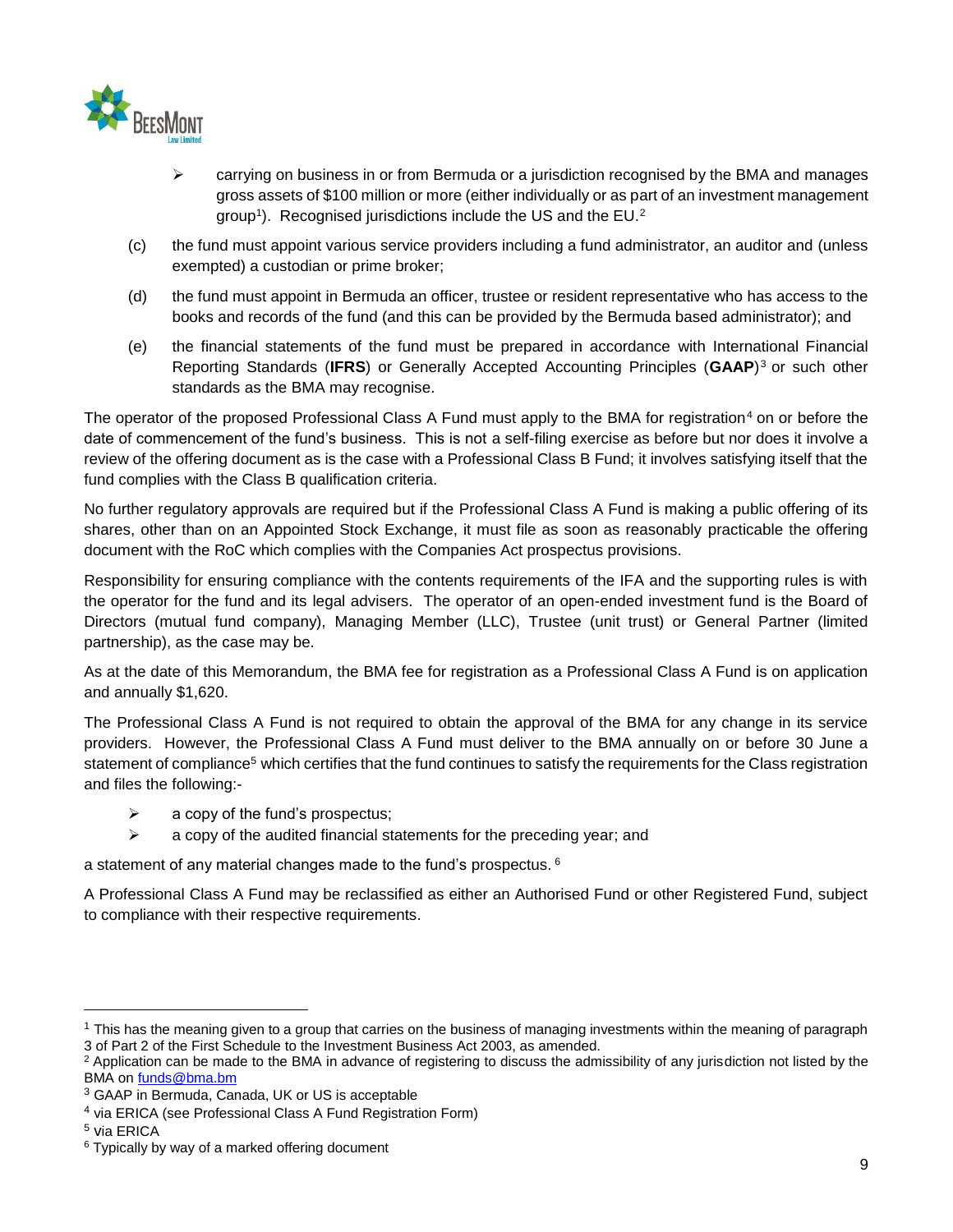- carrying on business in or from Bermuda or a jurisdiction recognised by the BMA and manages gross assets of $100 million or more (either individually or as part of an investment management group[1]). Recognised jurisdictions include the US and the EU.[2]

(c) the fund must appoint various service providers including a fund administrator, an auditor and (unless exempted) a custodian or prime broker;

(d) the fund must appoint in Bermuda an officer, trustee or resident representative who has access to the books and records of the fund (and this can be provided by the Bermuda based administrator); and

(e) the financial statements of the fund must be prepared in accordance with International Financial Reporting Standards (**IFRS**) or Generally Accepted Accounting Principles (**GAAP**)[3] or such other standards as the BMA may recognise.

The operator of the proposed Professional Class A Fund must apply to the BMA for registration[4] on or before the date of commencement of the fund's business. This is not a self-filing exercise as before but nor does it involve a review of the offering document as is the case with a Professional Class B Fund; it involves satisfying itself that the fund complies with the Class B qualification criteria.

No further regulatory approvals are required but if the Professional Class A Fund is making a public offering of its shares, other than on an Appointed Stock Exchange, it must file as soon as reasonably practicable the offering document with the RoC which complies with the Companies Act prospectus provisions.

Responsibility for ensuring compliance with the contents requirements of the IFA and the supporting rules is with the operator for the fund and its legal advisers. The operator of an open-ended investment fund is the Board of Directors (mutual fund company), Managing Member (LLC), Trustee (unit trust) or General Partner (limited partnership), as the case may be.

As at the date of this Memorandum, the BMA fee for registration as a Professional Class A Fund is on application and annually $1,620.

The Professional Class A Fund is not required to obtain the approval of the BMA for any change in its service providers. However, the Professional Class A Fund must deliver to the BMA annually on or before 30 June a statement of compliance[5] which certifies that the fund continues to satisfy the requirements for the Class registration and files the following:-

- a copy of the fund's prospectus;
- a copy of the audited financial statements for the preceding year; and

a statement of any material changes made to the fund's prospectus. [6]

A Professional Class A Fund may be reclassified as either an Authorised Fund or other Registered Fund, subject to compliance with their respective requirements.

---

[1] This has the meaning given to a group that carries on the business of managing investments within the meaning of paragraph 3 of Part 2 of the First Schedule to the Investment Business Act 2003, as amended.

[2] Application can be made to the BMA in advance of registering to discuss the admissibility of any jurisdiction not listed by the BMA on funds@bma.bm

[3] GAAP in Bermuda, Canada, UK or US is acceptable

[4] via ERICA (see Professional Class A Fund Registration Form)

[5] via ERICA

[6] Typically by way of a marked offering document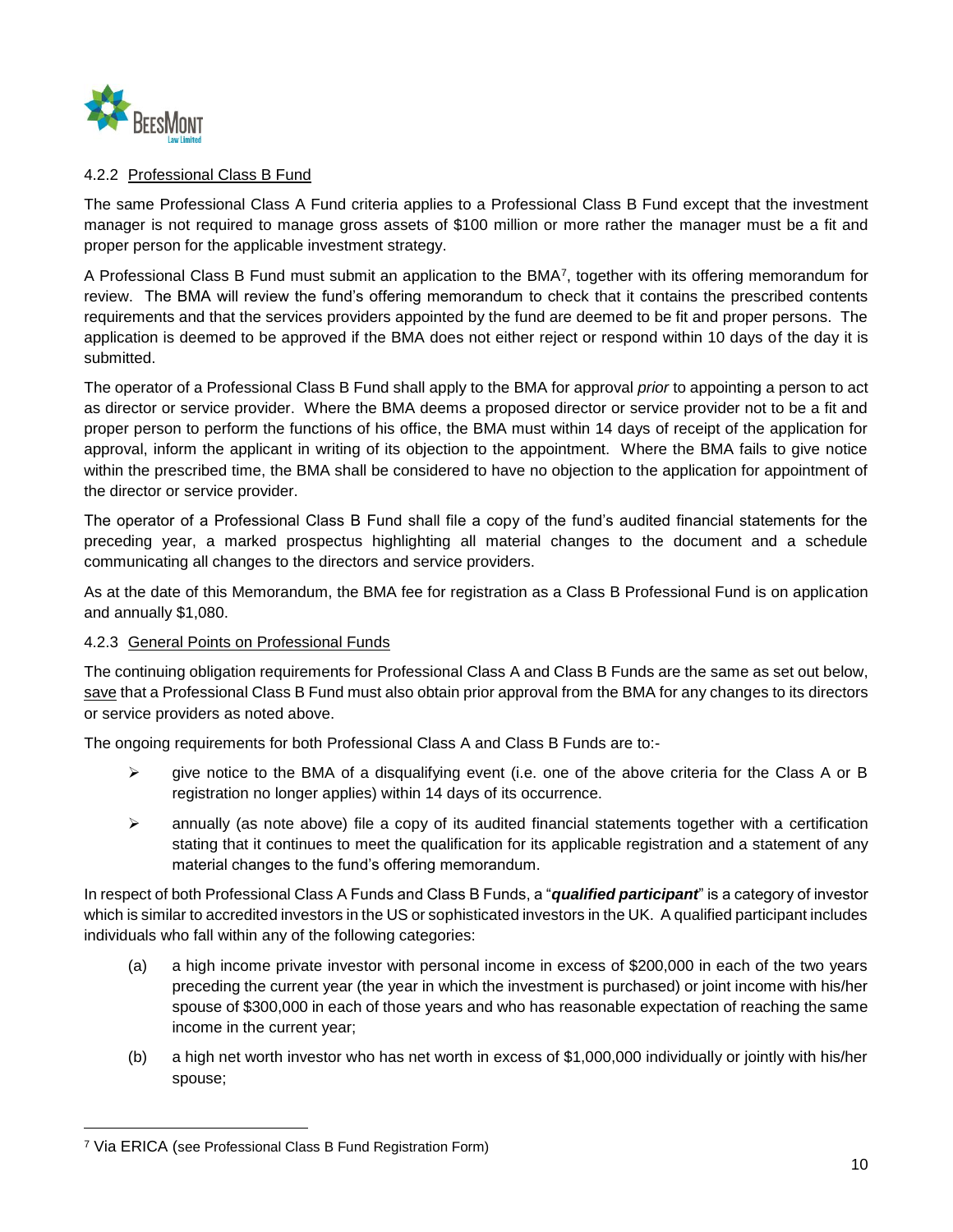#### 4.2.2 Professional Class B Fund

The same Professional Class A Fund criteria applies to a Professional Class B Fund except that the investment manager is not required to manage gross assets of $100 million or more rather the manager must be a fit and proper person for the applicable investment strategy.

A Professional Class B Fund must submit an application to the BMA[7], together with its offering memorandum for review. The BMA will review the fund's offering memorandum to check that it contains the prescribed contents requirements and that the services providers appointed by the fund are deemed to be fit and proper persons. The application is deemed to be approved if the BMA does not either reject or respond within 10 days of the day it is submitted.

The operator of a Professional Class B Fund shall apply to the BMA for approval *prior* to appointing a person to act as director or service provider. Where the BMA deems a proposed director or service provider not to be a fit and proper person to perform the functions of his office, the BMA must within 14 days of receipt of the application for approval, inform the applicant in writing of its objection to the appointment. Where the BMA fails to give notice within the prescribed time, the BMA shall be considered to have no objection to the application for appointment of the director or service provider.

The operator of a Professional Class B Fund shall file a copy of the fund's audited financial statements for the preceding year, a marked prospectus highlighting all material changes to the document and a schedule communicating all changes to the directors and service providers.

As at the date of this Memorandum, the BMA fee for registration as a Class B Professional Fund is on application and annually $1,080.

#### 4.2.3 General Points on Professional Funds

The continuing obligation requirements for Professional Class A and Class B Funds are the same as set out below, save that a Professional Class B Fund must also obtain prior approval from the BMA for any changes to its directors or service providers as noted above.

The ongoing requirements for both Professional Class A and Class B Funds are to:-

- give notice to the BMA of a disqualifying event (i.e. one of the above criteria for the Class A or B registration no longer applies) within 14 days of its occurrence.
- annually (as note above) file a copy of its audited financial statements together with a certification stating that it continues to meet the qualification for its applicable registration and a statement of any material changes to the fund's offering memorandum.

In respect of both Professional Class A Funds and Class B Funds, a "***qualified participant***" is a category of investor which is similar to accredited investors in the US or sophisticated investors in the UK. A qualified participant includes individuals who fall within any of the following categories:

(a) a high income private investor with personal income in excess of $200,000 in each of the two years preceding the current year (the year in which the investment is purchased) or joint income with his/her spouse of $300,000 in each of those years and who has reasonable expectation of reaching the same income in the current year;

(b) a high net worth investor who has net worth in excess of $1,000,000 individually or jointly with his/her spouse;

---

[7] Via ERICA (see Professional Class B Fund Registration Form)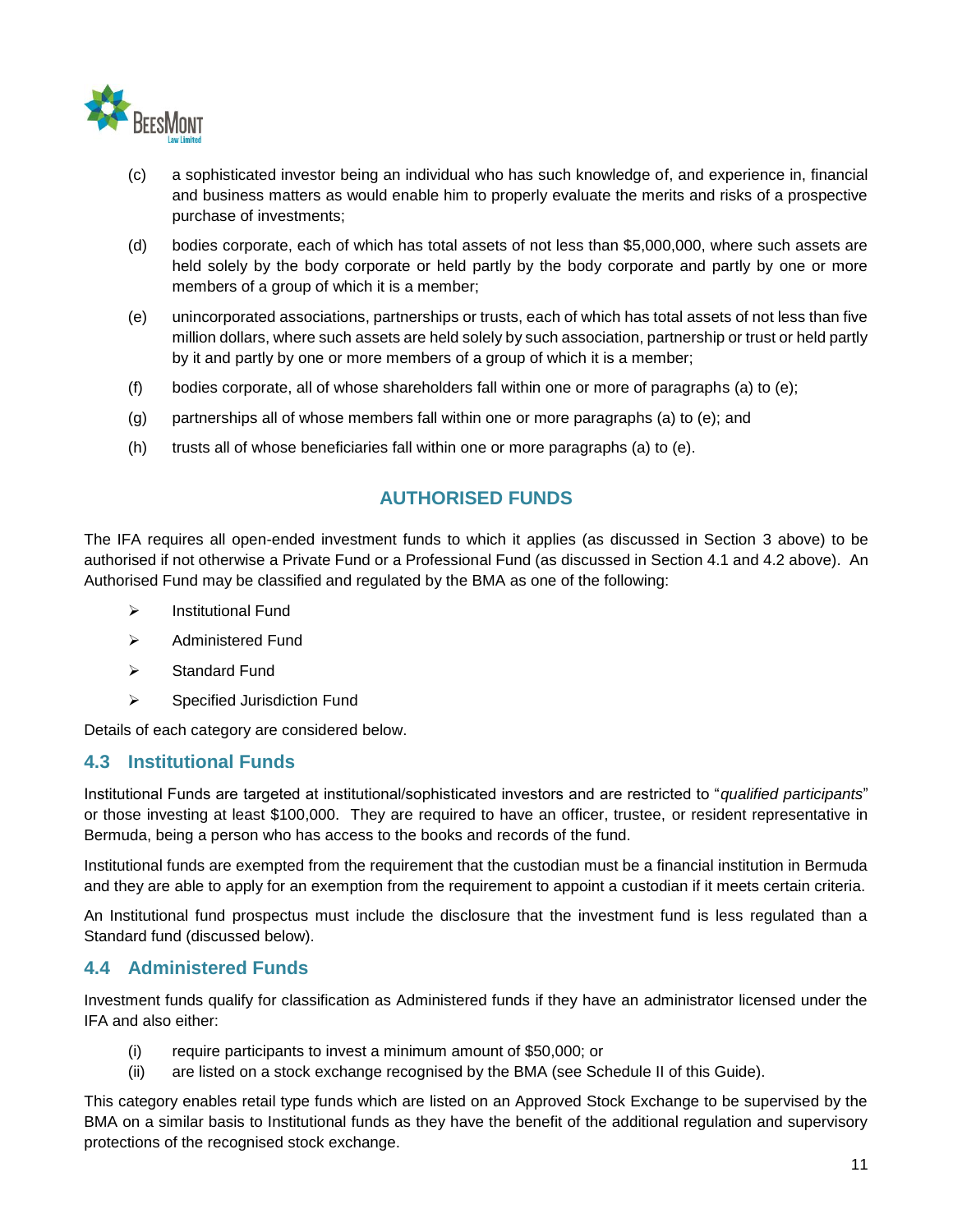(c) a sophisticated investor being an individual who has such knowledge of, and experience in, financial and business matters as would enable him to properly evaluate the merits and risks of a prospective purchase of investments;

(d) bodies corporate, each of which has total assets of not less than $5,000,000, where such assets are held solely by the body corporate or held partly by the body corporate and partly by one or more members of a group of which it is a member;

(e) unincorporated associations, partnerships or trusts, each of which has total assets of not less than five million dollars, where such assets are held solely by such association, partnership or trust or held partly by it and partly by one or more members of a group of which it is a member;

(f) bodies corporate, all of whose shareholders fall within one or more of paragraphs (a) to (e);

(g) partnerships all of whose members fall within one or more paragraphs (a) to (e); and

(h) trusts all of whose beneficiaries fall within one or more paragraphs (a) to (e).

## AUTHORISED FUNDS

The IFA requires all open-ended investment funds to which it applies (as discussed in Section 3 above) to be authorised if not otherwise a Private Fund or a Professional Fund (as discussed in Section 4.1 and 4.2 above). An Authorised Fund may be classified and regulated by the BMA as one of the following:

- Institutional Fund
- Administered Fund
- Standard Fund
- Specified Jurisdiction Fund

Details of each category are considered below.

### 4.3 Institutional Funds

Institutional Funds are targeted at institutional/sophisticated investors and are restricted to "*qualified participants*" or those investing at least $100,000. They are required to have an officer, trustee, or resident representative in Bermuda, being a person who has access to the books and records of the fund.

Institutional funds are exempted from the requirement that the custodian must be a financial institution in Bermuda and they are able to apply for an exemption from the requirement to appoint a custodian if it meets certain criteria.

An Institutional fund prospectus must include the disclosure that the investment fund is less regulated than a Standard fund (discussed below).

### 4.4 Administered Funds

Investment funds qualify for classification as Administered funds if they have an administrator licensed under the IFA and also either:

(i) require participants to invest a minimum amount of $50,000; or
(ii) are listed on a stock exchange recognised by the BMA (see Schedule II of this Guide).

This category enables retail type funds which are listed on an Approved Stock Exchange to be supervised by the BMA on a similar basis to Institutional funds as they have the benefit of the additional regulation and supervisory protections of the recognised stock exchange.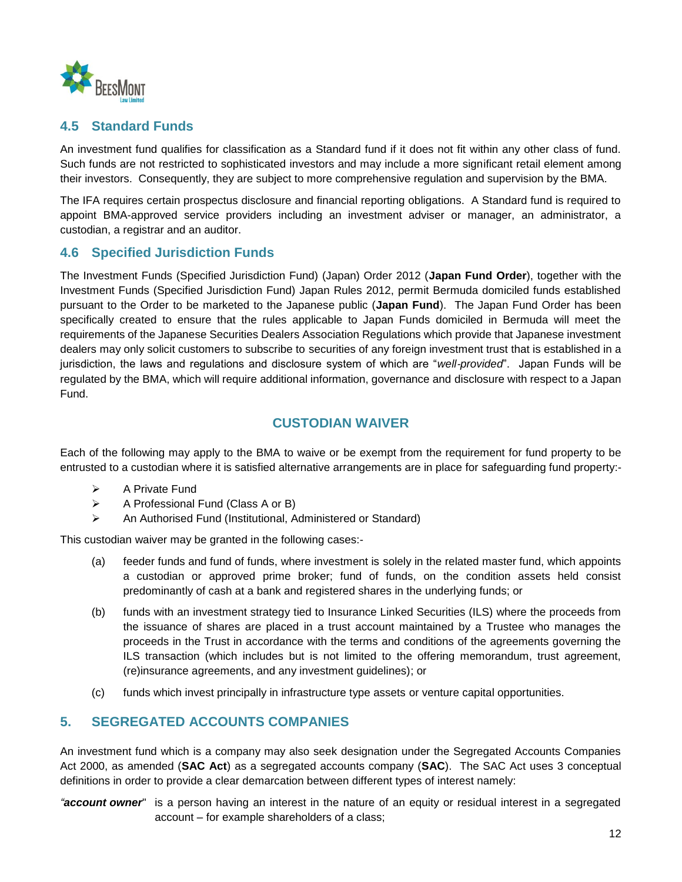## 4.5 Standard Funds

An investment fund qualifies for classification as a Standard fund if it does not fit within any other class of fund. Such funds are not restricted to sophisticated investors and may include a more significant retail element among their investors. Consequently, they are subject to more comprehensive regulation and supervision by the BMA.

The IFA requires certain prospectus disclosure and financial reporting obligations. A Standard fund is required to appoint BMA-approved service providers including an investment adviser or manager, an administrator, a custodian, a registrar and an auditor.

## 4.6 Specified Jurisdiction Funds

The Investment Funds (Specified Jurisdiction Fund) (Japan) Order 2012 (**Japan Fund Order**), together with the Investment Funds (Specified Jurisdiction Fund) Japan Rules 2012, permit Bermuda domiciled funds established pursuant to the Order to be marketed to the Japanese public (**Japan Fund**). The Japan Fund Order has been specifically created to ensure that the rules applicable to Japan Funds domiciled in Bermuda will meet the requirements of the Japanese Securities Dealers Association Regulations which provide that Japanese investment dealers may only solicit customers to subscribe to securities of any foreign investment trust that is established in a jurisdiction, the laws and regulations and disclosure system of which are "*well-provided*". Japan Funds will be regulated by the BMA, which will require additional information, governance and disclosure with respect to a Japan Fund.

### CUSTODIAN WAIVER

Each of the following may apply to the BMA to waive or be exempt from the requirement for fund property to be entrusted to a custodian where it is satisfied alternative arrangements are in place for safeguarding fund property:-

- A Private Fund
- A Professional Fund (Class A or B)
- An Authorised Fund (Institutional, Administered or Standard)

This custodian waiver may be granted in the following cases:-

(a) feeder funds and fund of funds, where investment is solely in the related master fund, which appoints a custodian or approved prime broker; fund of funds, on the condition assets held consist predominantly of cash at a bank and registered shares in the underlying funds; or

(b) funds with an investment strategy tied to Insurance Linked Securities (ILS) where the proceeds from the issuance of shares are placed in a trust account maintained by a Trustee who manages the proceeds in the Trust in accordance with the terms and conditions of the agreements governing the ILS transaction (which includes but is not limited to the offering memorandum, trust agreement, (re)insurance agreements, and any investment guidelines); or

(c) funds which invest principally in infrastructure type assets or venture capital opportunities.

## 5. SEGREGATED ACCOUNTS COMPANIES

An investment fund which is a company may also seek designation under the Segregated Accounts Companies Act 2000, as amended (**SAC Act**) as a segregated accounts company (**SAC**). The SAC Act uses 3 conceptual definitions in order to provide a clear demarcation between different types of interest namely:

*"**account owner**"* is a person having an interest in the nature of an equity or residual interest in a segregated account – for example shareholders of a class;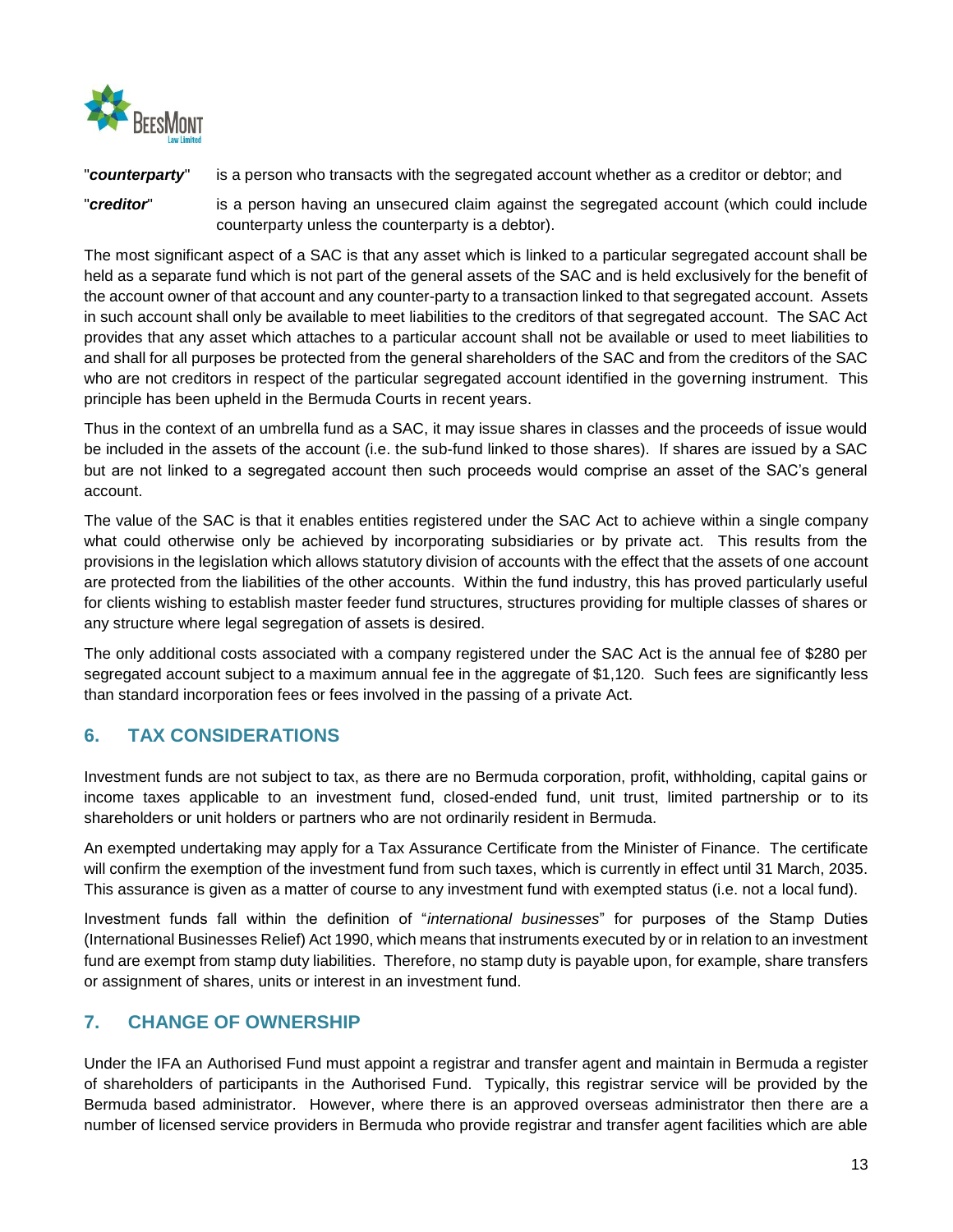"***counterparty***" is a person who transacts with the segregated account whether as a creditor or debtor; and

"***creditor***" is a person having an unsecured claim against the segregated account (which could include counterparty unless the counterparty is a debtor).

The most significant aspect of a SAC is that any asset which is linked to a particular segregated account shall be held as a separate fund which is not part of the general assets of the SAC and is held exclusively for the benefit of the account owner of that account and any counter-party to a transaction linked to that segregated account. Assets in such account shall only be available to meet liabilities to the creditors of that segregated account. The SAC Act provides that any asset which attaches to a particular account shall not be available or used to meet liabilities to and shall for all purposes be protected from the general shareholders of the SAC and from the creditors of the SAC who are not creditors in respect of the particular segregated account identified in the governing instrument. This principle has been upheld in the Bermuda Courts in recent years.

Thus in the context of an umbrella fund as a SAC, it may issue shares in classes and the proceeds of issue would be included in the assets of the account (i.e. the sub-fund linked to those shares). If shares are issued by a SAC but are not linked to a segregated account then such proceeds would comprise an asset of the SAC's general account.

The value of the SAC is that it enables entities registered under the SAC Act to achieve within a single company what could otherwise only be achieved by incorporating subsidiaries or by private act. This results from the provisions in the legislation which allows statutory division of accounts with the effect that the assets of one account are protected from the liabilities of the other accounts. Within the fund industry, this has proved particularly useful for clients wishing to establish master feeder fund structures, structures providing for multiple classes of shares or any structure where legal segregation of assets is desired.

The only additional costs associated with a company registered under the SAC Act is the annual fee of $280 per segregated account subject to a maximum annual fee in the aggregate of $1,120. Such fees are significantly less than standard incorporation fees or fees involved in the passing of a private Act.

## 6. TAX CONSIDERATIONS

Investment funds are not subject to tax, as there are no Bermuda corporation, profit, withholding, capital gains or income taxes applicable to an investment fund, closed-ended fund, unit trust, limited partnership or to its shareholders or unit holders or partners who are not ordinarily resident in Bermuda.

An exempted undertaking may apply for a Tax Assurance Certificate from the Minister of Finance. The certificate will confirm the exemption of the investment fund from such taxes, which is currently in effect until 31 March, 2035. This assurance is given as a matter of course to any investment fund with exempted status (i.e. not a local fund).

Investment funds fall within the definition of "*international businesses*" for purposes of the Stamp Duties (International Businesses Relief) Act 1990, which means that instruments executed by or in relation to an investment fund are exempt from stamp duty liabilities. Therefore, no stamp duty is payable upon, for example, share transfers or assignment of shares, units or interest in an investment fund.

## 7. CHANGE OF OWNERSHIP

Under the IFA an Authorised Fund must appoint a registrar and transfer agent and maintain in Bermuda a register of shareholders of participants in the Authorised Fund. Typically, this registrar service will be provided by the Bermuda based administrator. However, where there is an approved overseas administrator then there are a number of licensed service providers in Bermuda who provide registrar and transfer agent facilities which are able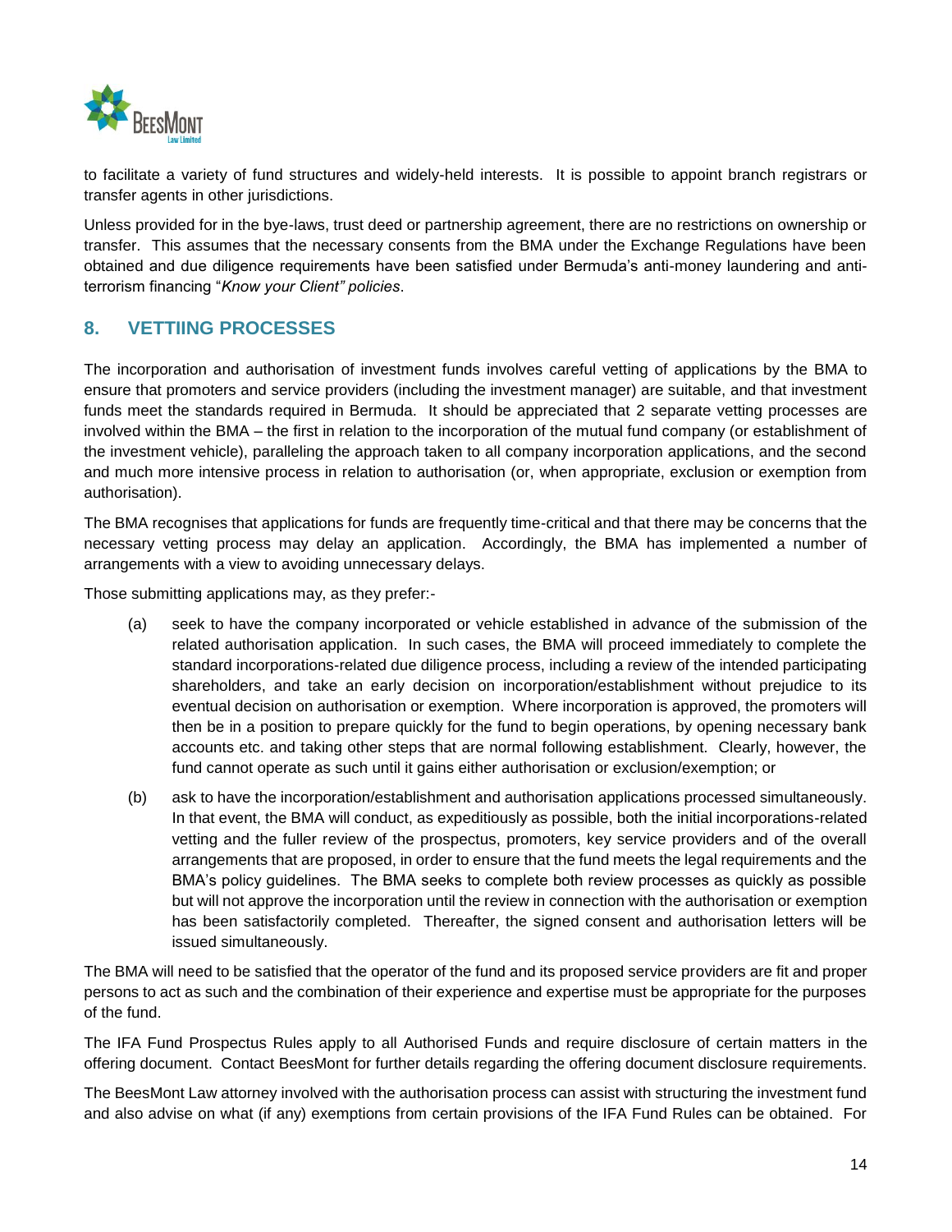to facilitate a variety of fund structures and widely-held interests. It is possible to appoint branch registrars or transfer agents in other jurisdictions.

Unless provided for in the bye-laws, trust deed or partnership agreement, there are no restrictions on ownership or transfer. This assumes that the necessary consents from the BMA under the Exchange Regulations have been obtained and due diligence requirements have been satisfied under Bermuda's anti-money laundering and anti-terrorism financing "*Know your Client" policies*.

## 8. VETTIING PROCESSES

The incorporation and authorisation of investment funds involves careful vetting of applications by the BMA to ensure that promoters and service providers (including the investment manager) are suitable, and that investment funds meet the standards required in Bermuda. It should be appreciated that 2 separate vetting processes are involved within the BMA – the first in relation to the incorporation of the mutual fund company (or establishment of the investment vehicle), paralleling the approach taken to all company incorporation applications, and the second and much more intensive process in relation to authorisation (or, when appropriate, exclusion or exemption from authorisation).

The BMA recognises that applications for funds are frequently time-critical and that there may be concerns that the necessary vetting process may delay an application. Accordingly, the BMA has implemented a number of arrangements with a view to avoiding unnecessary delays.

Those submitting applications may, as they prefer:-

(a) seek to have the company incorporated or vehicle established in advance of the submission of the related authorisation application. In such cases, the BMA will proceed immediately to complete the standard incorporations-related due diligence process, including a review of the intended participating shareholders, and take an early decision on incorporation/establishment without prejudice to its eventual decision on authorisation or exemption. Where incorporation is approved, the promoters will then be in a position to prepare quickly for the fund to begin operations, by opening necessary bank accounts etc. and taking other steps that are normal following establishment. Clearly, however, the fund cannot operate as such until it gains either authorisation or exclusion/exemption; or

(b) ask to have the incorporation/establishment and authorisation applications processed simultaneously. In that event, the BMA will conduct, as expeditiously as possible, both the initial incorporations-related vetting and the fuller review of the prospectus, promoters, key service providers and of the overall arrangements that are proposed, in order to ensure that the fund meets the legal requirements and the BMA's policy guidelines. The BMA seeks to complete both review processes as quickly as possible but will not approve the incorporation until the review in connection with the authorisation or exemption has been satisfactorily completed. Thereafter, the signed consent and authorisation letters will be issued simultaneously.

The BMA will need to be satisfied that the operator of the fund and its proposed service providers are fit and proper persons to act as such and the combination of their experience and expertise must be appropriate for the purposes of the fund.

The IFA Fund Prospectus Rules apply to all Authorised Funds and require disclosure of certain matters in the offering document. Contact BeesMont for further details regarding the offering document disclosure requirements.

The BeesMont Law attorney involved with the authorisation process can assist with structuring the investment fund and also advise on what (if any) exemptions from certain provisions of the IFA Fund Rules can be obtained. For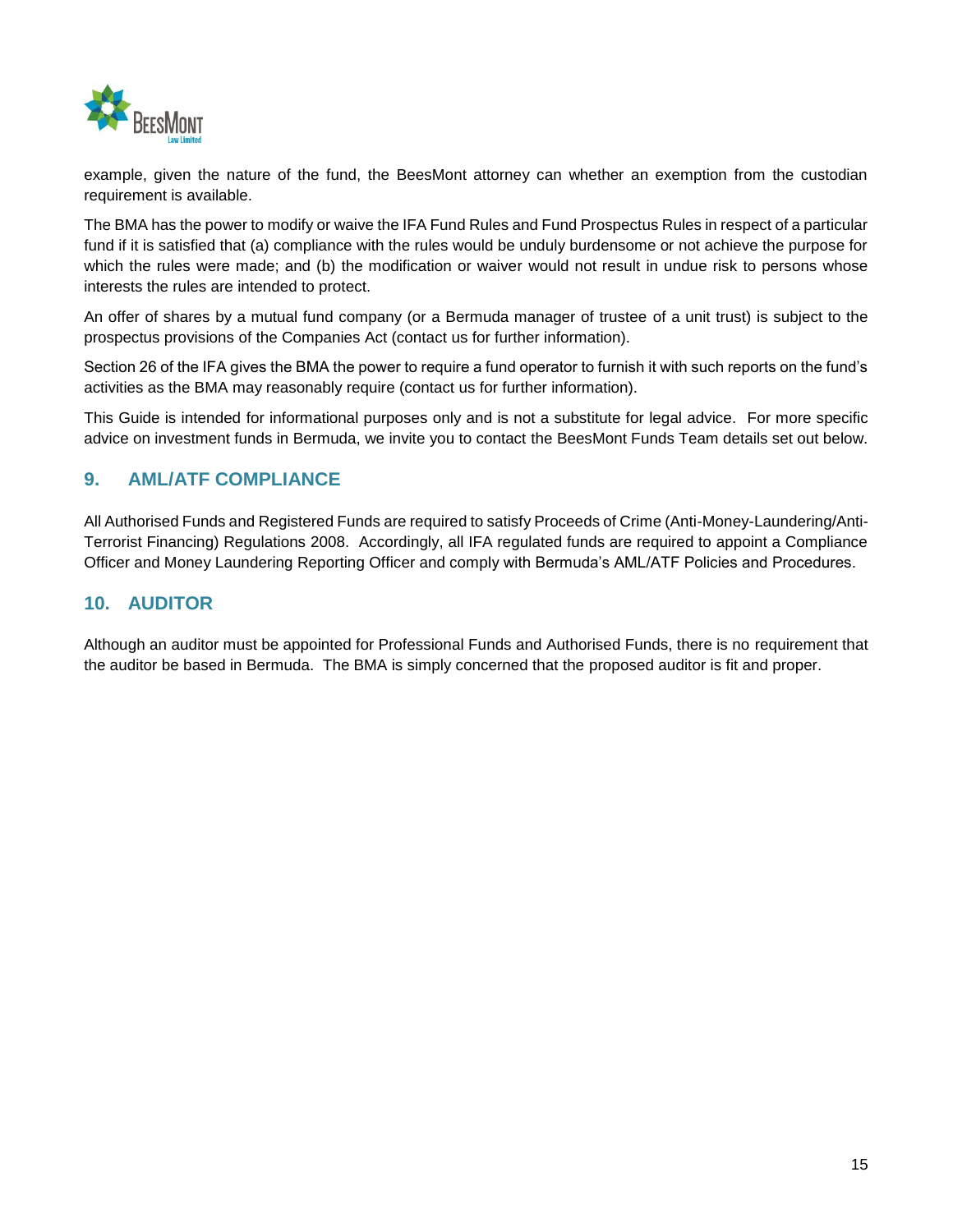example, given the nature of the fund, the BeesMont attorney can whether an exemption from the custodian requirement is available.

The BMA has the power to modify or waive the IFA Fund Rules and Fund Prospectus Rules in respect of a particular fund if it is satisfied that (a) compliance with the rules would be unduly burdensome or not achieve the purpose for which the rules were made; and (b) the modification or waiver would not result in undue risk to persons whose interests the rules are intended to protect.

An offer of shares by a mutual fund company (or a Bermuda manager of trustee of a unit trust) is subject to the prospectus provisions of the Companies Act (contact us for further information).

Section 26 of the IFA gives the BMA the power to require a fund operator to furnish it with such reports on the fund's activities as the BMA may reasonably require (contact us for further information).

This Guide is intended for informational purposes only and is not a substitute for legal advice. For more specific advice on investment funds in Bermuda, we invite you to contact the BeesMont Funds Team details set out below.

## 9. AML/ATF COMPLIANCE

All Authorised Funds and Registered Funds are required to satisfy Proceeds of Crime (Anti-Money-Laundering/Anti-Terrorist Financing) Regulations 2008. Accordingly, all IFA regulated funds are required to appoint a Compliance Officer and Money Laundering Reporting Officer and comply with Bermuda's AML/ATF Policies and Procedures.

## 10. AUDITOR

Although an auditor must be appointed for Professional Funds and Authorised Funds, there is no requirement that the auditor be based in Bermuda. The BMA is simply concerned that the proposed auditor is fit and proper.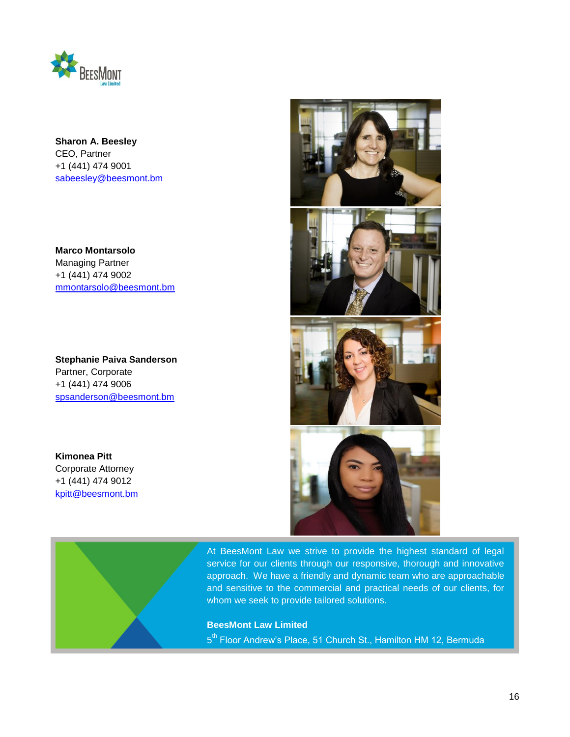**Sharon A. Beesley**
CEO, Partner
+1 (441) 474 9001
sabeesley@beesmont.bm

**Marco Montarsolo**
Managing Partner
+1 (441) 474 9002
mmontarsolo@beesmont.bm

**Stephanie Paiva Sanderson**
Partner, Corporate
+1 (441) 474 9006
spsanderson@beesmont.bm

**Kimonea Pitt**
Corporate Attorney
+1 (441) 474 9012
kpitt@beesmont.bm

At BeesMont Law we strive to provide the highest standard of legal service for our clients through our responsive, thorough and innovative approach. We have a friendly and dynamic team who are approachable and sensitive to the commercial and practical needs of our clients, for whom we seek to provide tailored solutions.

**BeesMont Law Limited**
5th Floor Andrew's Place, 51 Church St., Hamilton HM 12, Bermuda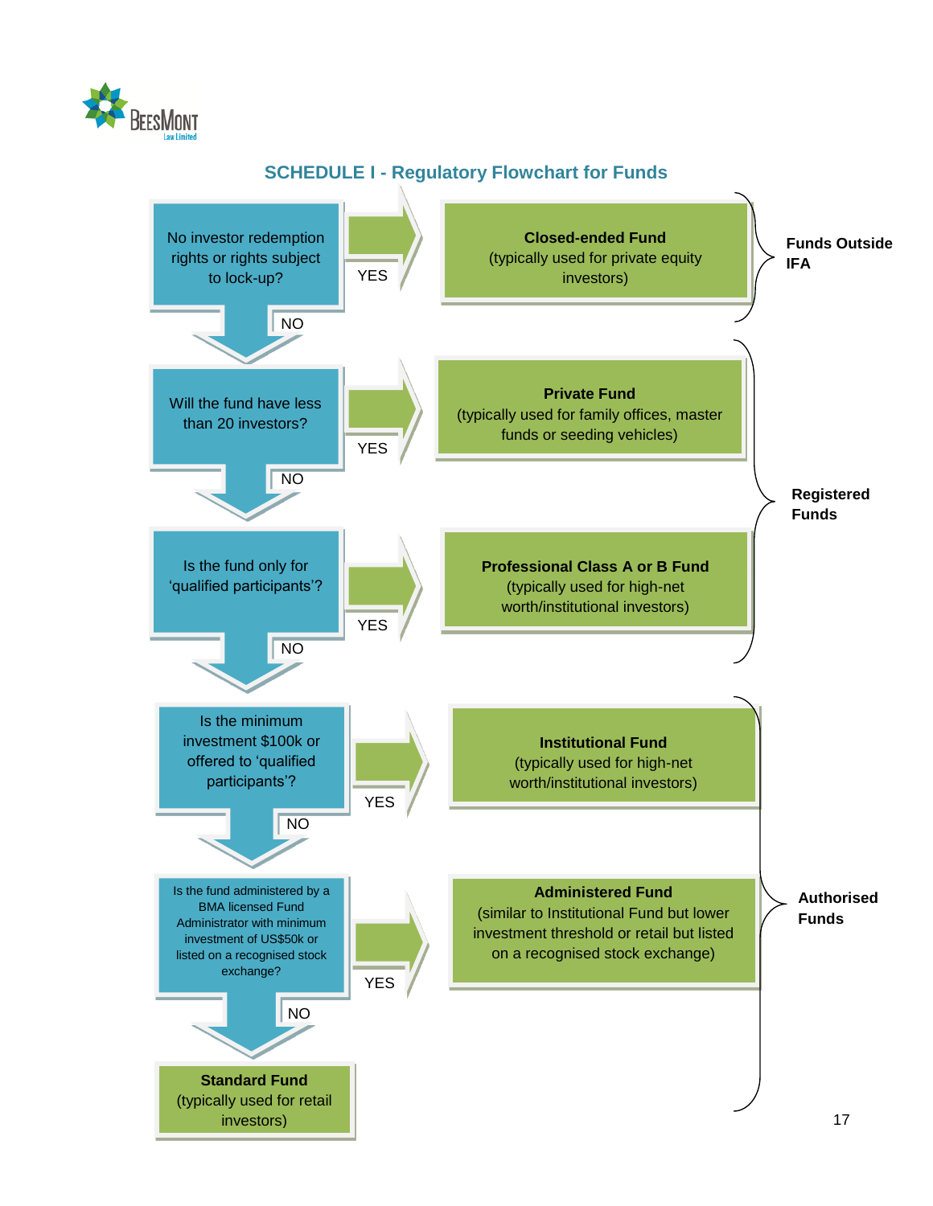## SCHEDULE I - Regulatory Flowchart for Funds

| Question | YES → | Category |
|---|---|---|
| No investor redemption rights or rights subject to lock-up? | **Closed-ended Fund** (typically used for private equity investors) | Funds Outside IFA |
| NO ↓ Will the fund have less than 20 investors? | **Private Fund** (typically used for family offices, master funds or seeding vehicles) | Registered Funds |
| NO ↓ Is the fund only for 'qualified participants'? | **Professional Class A or B Fund** (typically used for high-net worth/institutional investors) | Registered Funds |
| NO ↓ Is the minimum investment $100k or offered to 'qualified participants'? | **Institutional Fund** (typically used for high-net worth/institutional investors) | Authorised Funds |
| NO ↓ Is the fund administered by a BMA licensed Fund Administrator with minimum investment of US$50k or listed on a recognised stock exchange? | **Administered Fund** (similar to Institutional Fund but lower investment threshold or retail but listed on a recognised stock exchange) | Authorised Funds |
| NO ↓ | **Standard Fund** (typically used for retail investors) | Authorised Funds |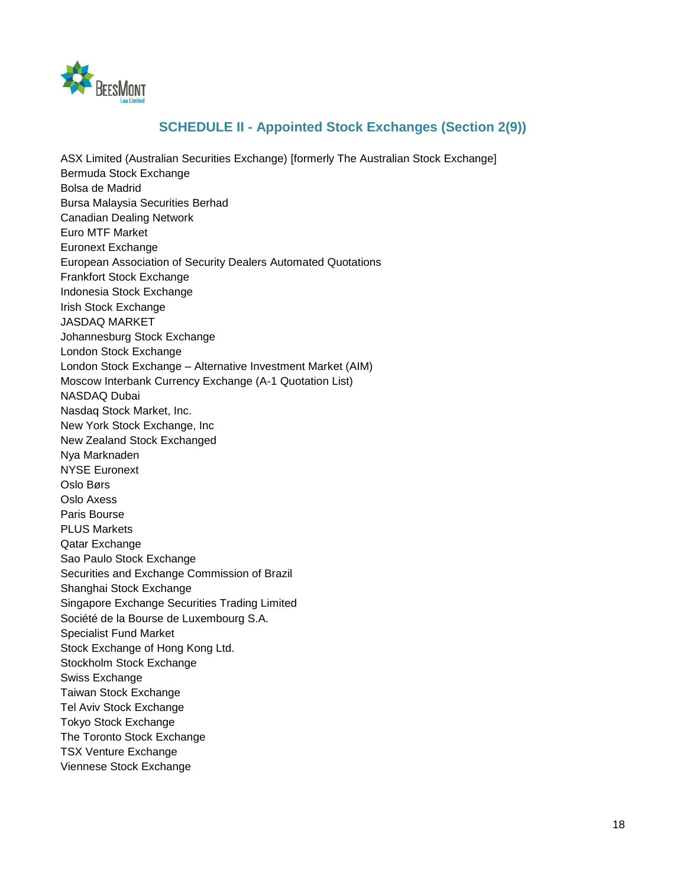## SCHEDULE II - Appointed Stock Exchanges (Section 2(9))

ASX Limited (Australian Securities Exchange) [formerly The Australian Stock Exchange]
Bermuda Stock Exchange
Bolsa de Madrid
Bursa Malaysia Securities Berhad
Canadian Dealing Network
Euro MTF Market
Euronext Exchange
European Association of Security Dealers Automated Quotations
Frankfort Stock Exchange
Indonesia Stock Exchange
Irish Stock Exchange
JASDAQ MARKET
Johannesburg Stock Exchange
London Stock Exchange
London Stock Exchange – Alternative Investment Market (AIM)
Moscow Interbank Currency Exchange (A-1 Quotation List)
NASDAQ Dubai
Nasdaq Stock Market, Inc.
New York Stock Exchange, Inc
New Zealand Stock Exchanged
Nya Marknaden
NYSE Euronext
Oslo Børs
Oslo Axess
Paris Bourse
PLUS Markets
Qatar Exchange
Sao Paulo Stock Exchange
Securities and Exchange Commission of Brazil
Shanghai Stock Exchange
Singapore Exchange Securities Trading Limited
Société de la Bourse de Luxembourg S.A.
Specialist Fund Market
Stock Exchange of Hong Kong Ltd.
Stockholm Stock Exchange
Swiss Exchange
Taiwan Stock Exchange
Tel Aviv Stock Exchange
Tokyo Stock Exchange
The Toronto Stock Exchange
TSX Venture Exchange
Viennese Stock Exchange